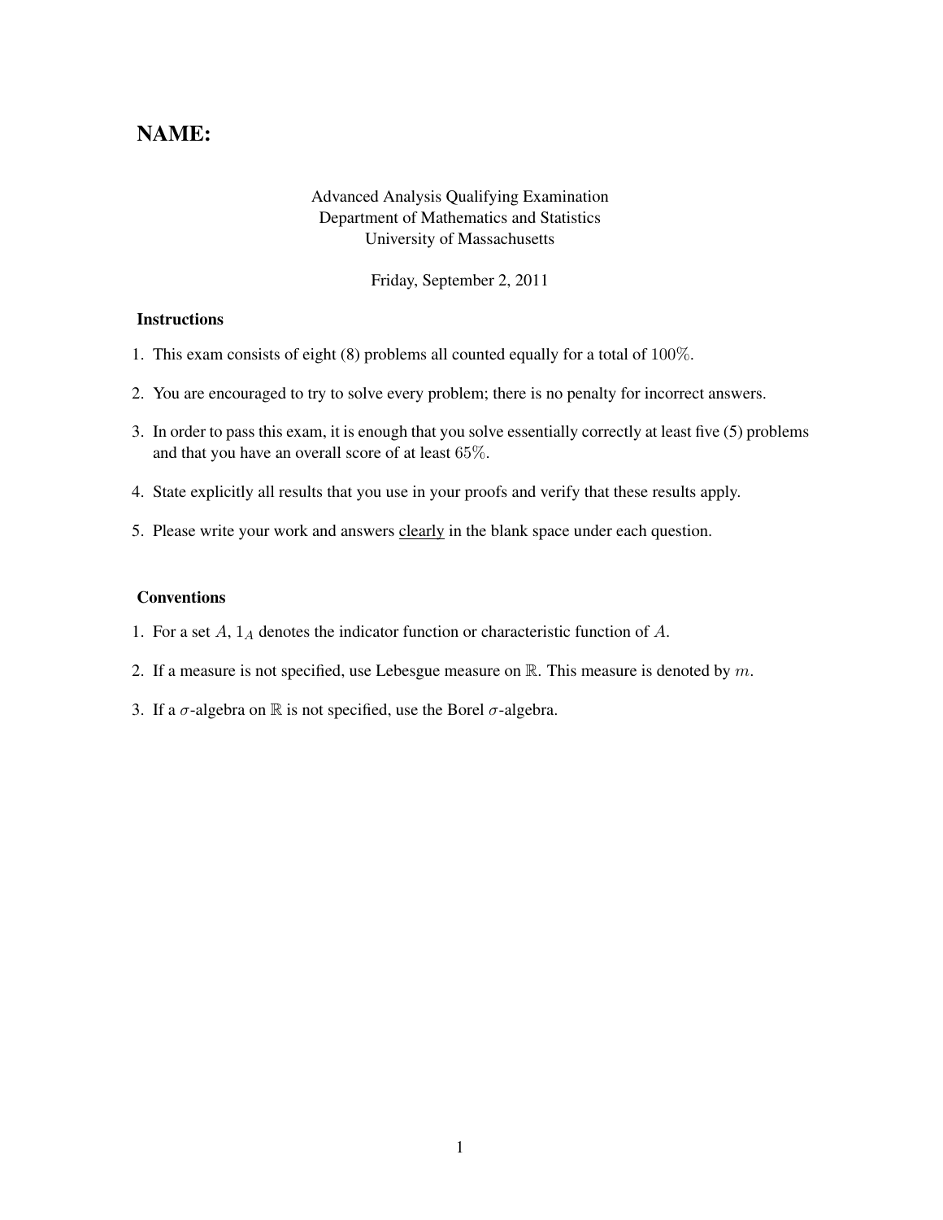# NAME:

Advanced Analysis Qualifying Examination
Department of Mathematics and Statistics
University of Massachusetts

Friday, September 2, 2011

## Instructions

1. This exam consists of eight (8) problems all counted equally for a total of $100\%$.

2. You are encouraged to try to solve every problem; there is no penalty for incorrect answers.

3. In order to pass this exam, it is enough that you solve essentially correctly at least five (5) problems and that you have an overall score of at least $65\%$.

4. State explicitly all results that you use in your proofs and verify that these results apply.

5. Please write your work and answers <u>clearly</u> in the blank space under each question.

## Conventions

1. For a set $A$, $1_A$ denotes the indicator function or characteristic function of $A$.

2. If a measure is not specified, use Lebesgue measure on $\mathbb{R}$. This measure is denoted by $m$.

3. If a $\sigma$-algebra on $\mathbb{R}$ is not specified, use the Borel $\sigma$-algebra.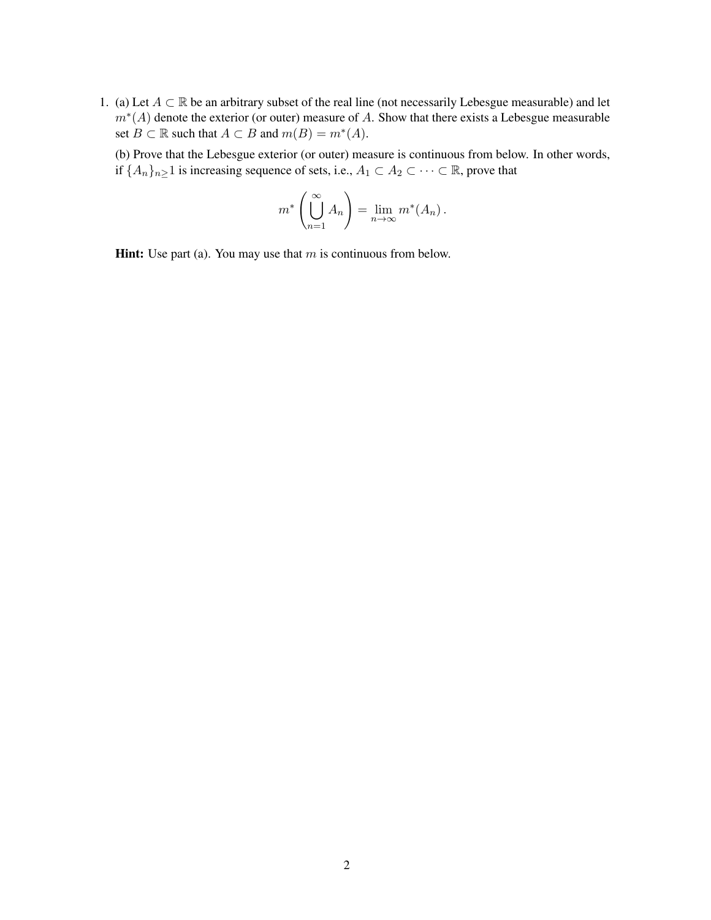1. (a) Let $A \subset \mathbb{R}$ be an arbitrary subset of the real line (not necessarily Lebesgue measurable) and let $m^*(A)$ denote the exterior (or outer) measure of $A$. Show that there exists a Lebesgue measurable set $B \subset \mathbb{R}$ such that $A \subset B$ and $m(B) = m^*(A)$.

   (b) Prove that the Lebesgue exterior (or outer) measure is continuous from below. In other words, if $\{A_n\}_{n \geq} 1$ is increasing sequence of sets, i.e., $A_1 \subset A_2 \subset \cdots \subset \mathbb{R}$, prove that

$$m^* \left( \bigcup_{n=1}^{\infty} A_n \right) = \lim_{n \to \infty} m^*(A_n) .$$

   **Hint:** Use part (a). You may use that $m$ is continuous from below.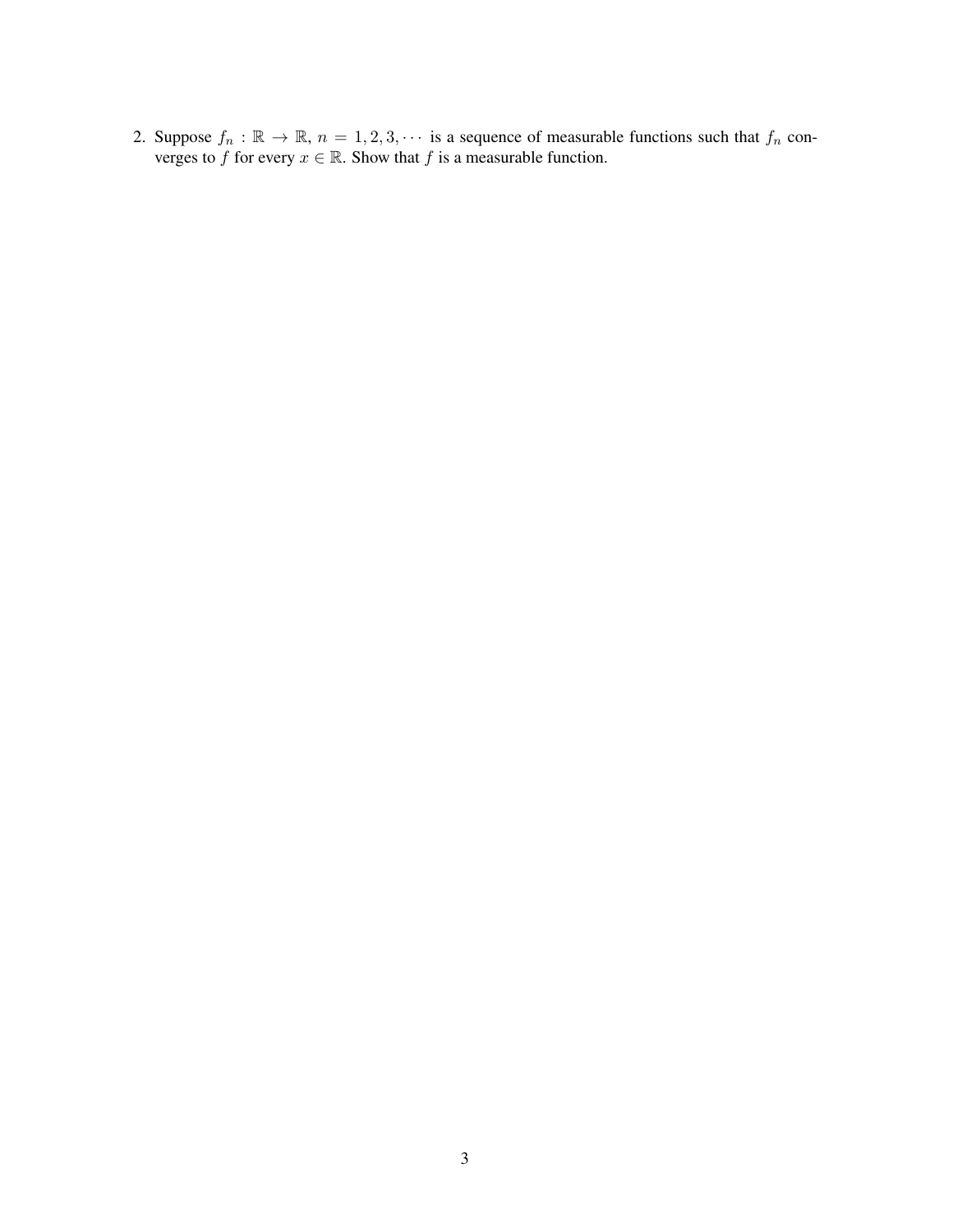2. Suppose $f_n : \mathbb{R} \to \mathbb{R}$, $n = 1, 2, 3, \cdots$ is a sequence of measurable functions such that $f_n$ converges to $f$ for every $x \in \mathbb{R}$. Show that $f$ is a measurable function.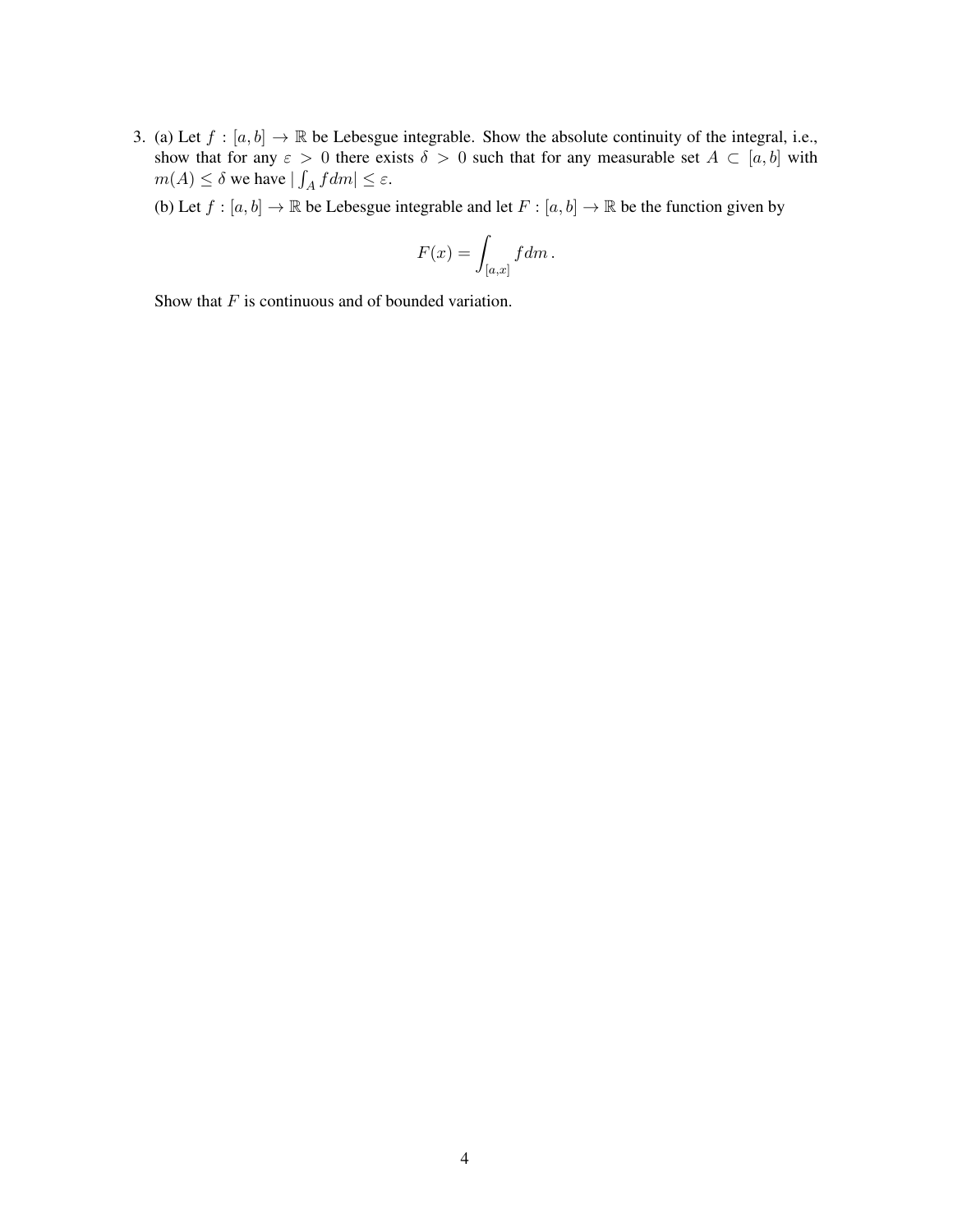3. (a) Let $f : [a, b] \to \mathbb{R}$ be Lebesgue integrable. Show the absolute continuity of the integral, i.e., show that for any $\varepsilon > 0$ there exists $\delta > 0$ such that for any measurable set $A \subset [a, b]$ with $m(A) \leq \delta$ we have $|\int_A f dm| \leq \varepsilon$.

   (b) Let $f : [a, b] \to \mathbb{R}$ be Lebesgue integrable and let $F : [a, b] \to \mathbb{R}$ be the function given by

$$F(x) = \int_{[a,x]} f dm \, .$$

   Show that $F$ is continuous and of bounded variation.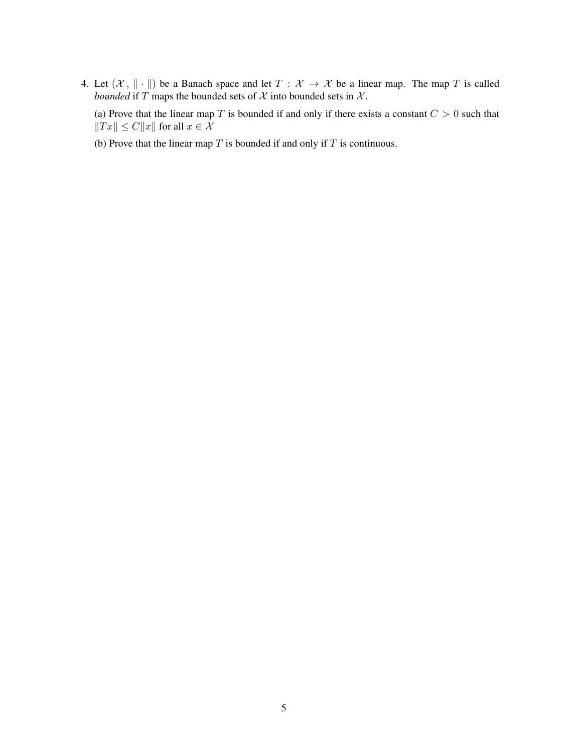4. Let $(\mathcal{X}, \|\cdot\|)$ be a Banach space and let $T : \mathcal{X} \to \mathcal{X}$ be a linear map. The map $T$ is called *bounded* if $T$ maps the bounded sets of $\mathcal{X}$ into bounded sets in $\mathcal{X}$.

   (a) Prove that the linear map $T$ is bounded if and only if there exists a constant $C > 0$ such that $\|Tx\| \leq C\|x\|$ for all $x \in \mathcal{X}$

   (b) Prove that the linear map $T$ is bounded if and only if $T$ is continuous.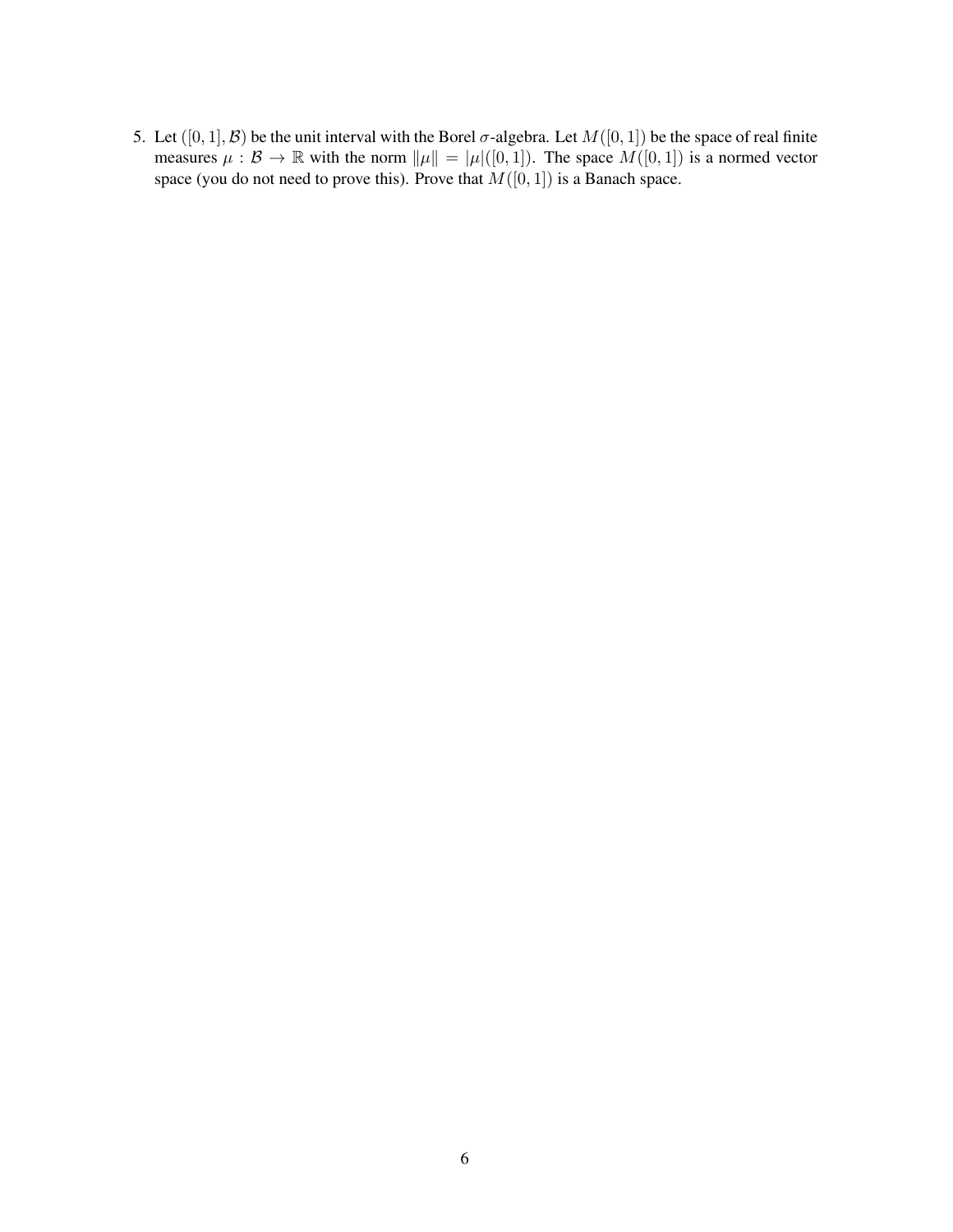5. Let $([0,1], \mathcal{B})$ be the unit interval with the Borel $\sigma$-algebra. Let $M([0,1])$ be the space of real finite measures $\mu : \mathcal{B} \to \mathbb{R}$ with the norm $\|\mu\| = |\mu|([0,1])$. The space $M([0,1])$ is a normed vector space (you do not need to prove this). Prove that $M([0,1])$ is a Banach space.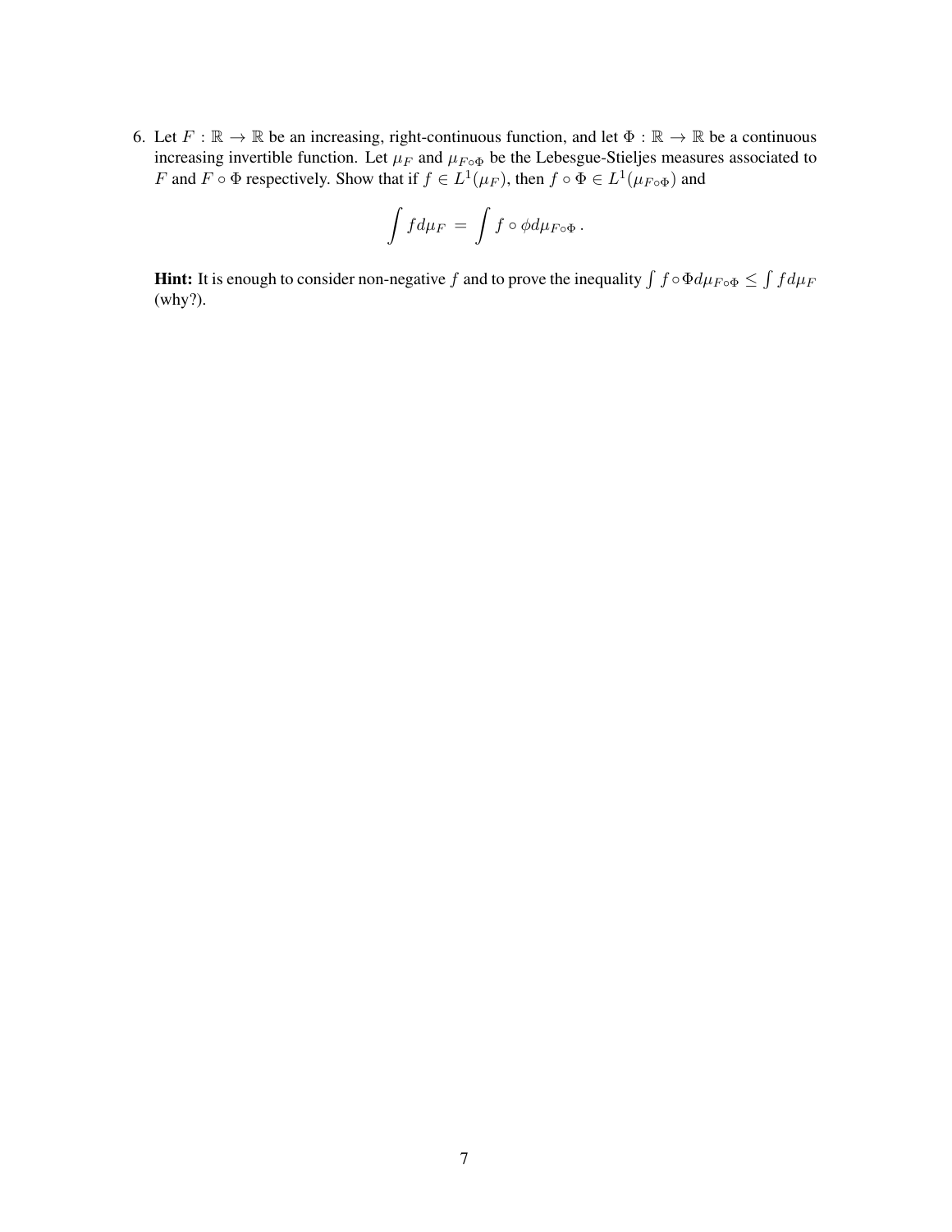6. Let $F : \mathbb{R} \to \mathbb{R}$ be an increasing, right-continuous function, and let $\Phi : \mathbb{R} \to \mathbb{R}$ be a continuous increasing invertible function. Let $\mu_F$ and $\mu_{F \circ \Phi}$ be the Lebesgue-Stieljes measures associated to $F$ and $F \circ \Phi$ respectively. Show that if $f \in L^1(\mu_F)$, then $f \circ \Phi \in L^1(\mu_{F \circ \Phi})$ and

$$\int f d\mu_F = \int f \circ \phi d\mu_{F \circ \Phi} .$$

**Hint:** It is enough to consider non-negative $f$ and to prove the inequality $\int f \circ \Phi d\mu_{F \circ \Phi} \leq \int f d\mu_F$ (why?).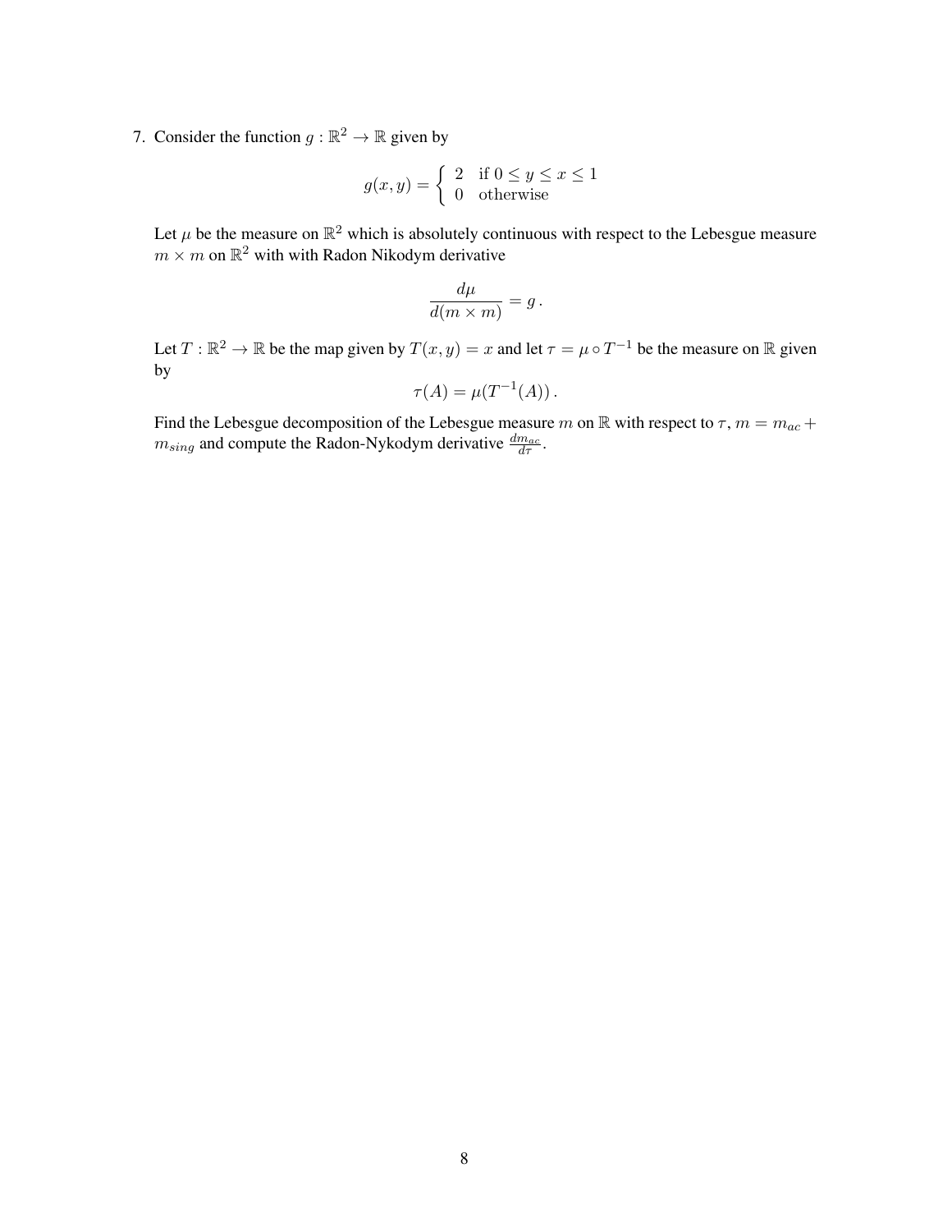7. Consider the function $g : \mathbb{R}^2 \to \mathbb{R}$ given by

$$g(x, y) = \begin{cases} 2 & \text{if } 0 \leq y \leq x \leq 1 \\ 0 & \text{otherwise} \end{cases}$$

Let $\mu$ be the measure on $\mathbb{R}^2$ which is absolutely continuous with respect to the Lebesgue measure $m \times m$ on $\mathbb{R}^2$ with with Radon Nikodym derivative

$$\frac{d\mu}{d(m \times m)} = g\,.$$

Let $T : \mathbb{R}^2 \to \mathbb{R}$ be the map given by $T(x, y) = x$ and let $\tau = \mu \circ T^{-1}$ be the measure on $\mathbb{R}$ given by

$$\tau(A) = \mu(T^{-1}(A))\,.$$

Find the Lebesgue decomposition of the Lebesgue measure $m$ on $\mathbb{R}$ with respect to $\tau$, $m = m_{ac} + m_{sing}$ and compute the Radon-Nykodym derivative $\frac{dm_{ac}}{d\tau}$.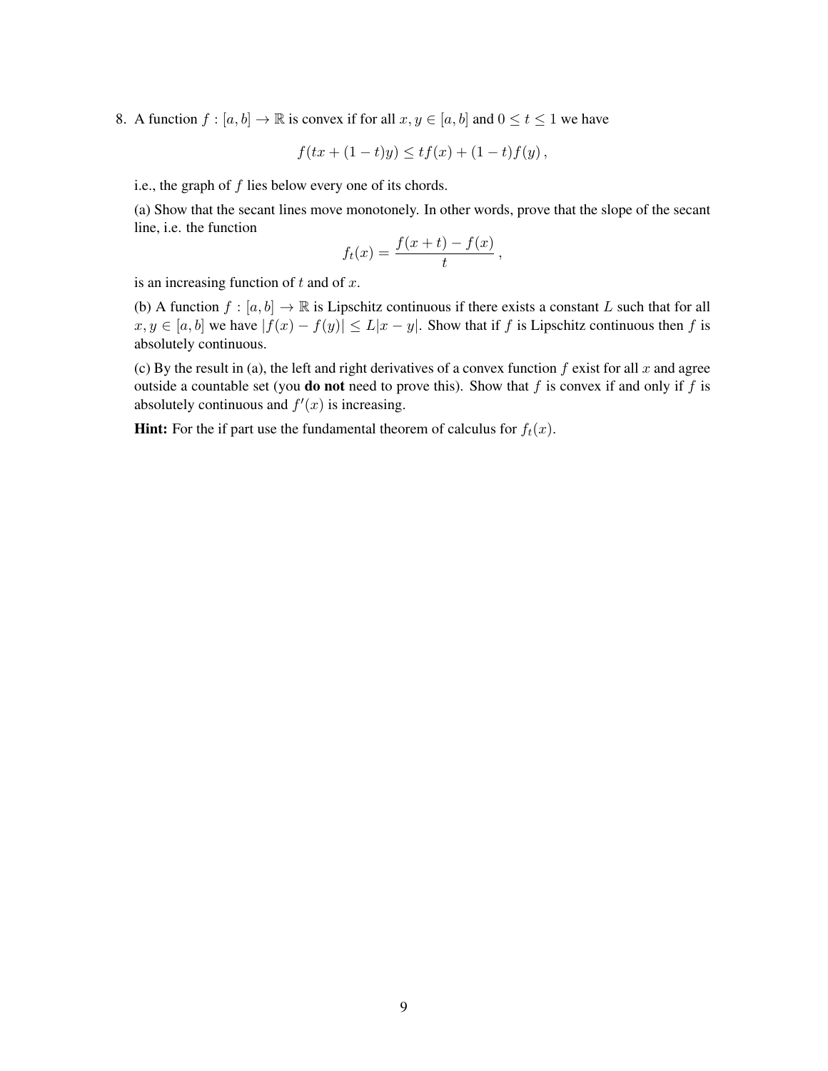8. A function $f : [a, b] \to \mathbb{R}$ is convex if for all $x, y \in [a, b]$ and $0 \leq t \leq 1$ we have

$$f(tx + (1-t)y) \leq tf(x) + (1-t)f(y)\,,$$

i.e., the graph of $f$ lies below every one of its chords.

(a) Show that the secant lines move monotonely. In other words, prove that the slope of the secant line, i.e. the function

$$f_t(x) = \frac{f(x+t) - f(x)}{t}\,,$$

is an increasing function of $t$ and of $x$.

(b) A function $f : [a, b] \to \mathbb{R}$ is Lipschitz continuous if there exists a constant $L$ such that for all $x, y \in [a, b]$ we have $|f(x) - f(y)| \leq L|x - y|$. Show that if $f$ is Lipschitz continuous then $f$ is absolutely continuous.

(c) By the result in (a), the left and right derivatives of a convex function $f$ exist for all $x$ and agree outside a countable set (you **do not** need to prove this). Show that $f$ is convex if and only if $f$ is absolutely continuous and $f'(x)$ is increasing.

**Hint:** For the if part use the fundamental theorem of calculus for $f_t(x)$.